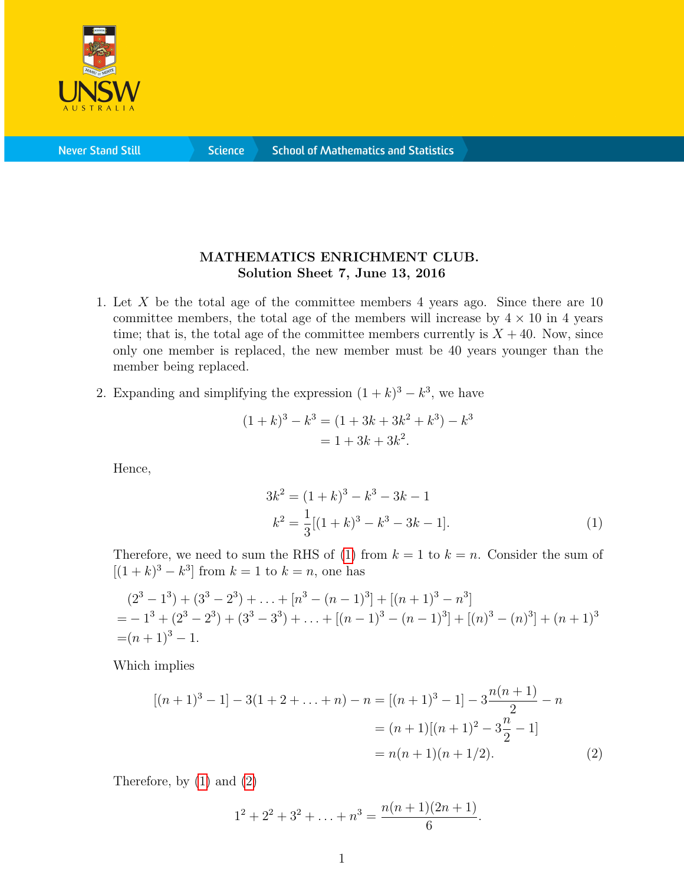**MATHEMATICS ENRICHMENT CLUB.**
**Solution Sheet 7, June 13, 2016**

1. Let $X$ be the total age of the committee members 4 years ago. Since there are 10 committee members, the total age of the members will increase by $4 \times 10$ in 4 years time; that is, the total age of the committee members currently is $X + 40$. Now, since only one member is replaced, the new member must be 40 years younger than the member being replaced.

2. Expanding and simplifying the expression $(1 + k)^3 - k^3$, we have

$$\begin{aligned}(1 + k)^3 - k^3 &= (1 + 3k + 3k^2 + k^3) - k^3\\ &= 1 + 3k + 3k^2.\end{aligned}$$

Hence,

$$\begin{aligned}3k^2 &= (1 + k)^3 - k^3 - 3k - 1\\ k^2 &= \frac{1}{3}[(1 + k)^3 - k^3 - 3k - 1]. \qquad (1)\end{aligned}$$

Therefore, we need to sum the RHS of (1) from $k = 1$ to $k = n$. Consider the sum of $[(1 + k)^3 - k^3]$ from $k = 1$ to $k = n$, one has

$$\begin{aligned}&(2^3 - 1^3) + (3^3 - 2^3) + \ldots + [n^3 - (n - 1)^3] + [(n + 1)^3 - n^3]\\ =&-1^3 + (2^3 - 2^3) + (3^3 - 3^3) + \ldots + [(n - 1)^3 - (n - 1)^3] + [(n)^3 - (n)^3] + (n + 1)^3\\ =&(n + 1)^3 - 1.\end{aligned}$$

Which implies

$$\begin{aligned}[(n + 1)^3 - 1] - 3(1 + 2 + \ldots + n) - n &= [(n + 1)^3 - 1] - 3\frac{n(n + 1)}{2} - n\\ &= (n + 1)[(n + 1)^2 - 3\frac{n}{2} - 1]\\ &= n(n + 1)(n + 1/2). \qquad (2)\end{aligned}$$

Therefore, by (1) and (2)

$$1^2 + 2^2 + 3^2 + \ldots + n^3 = \frac{n(n + 1)(2n + 1)}{6}.$$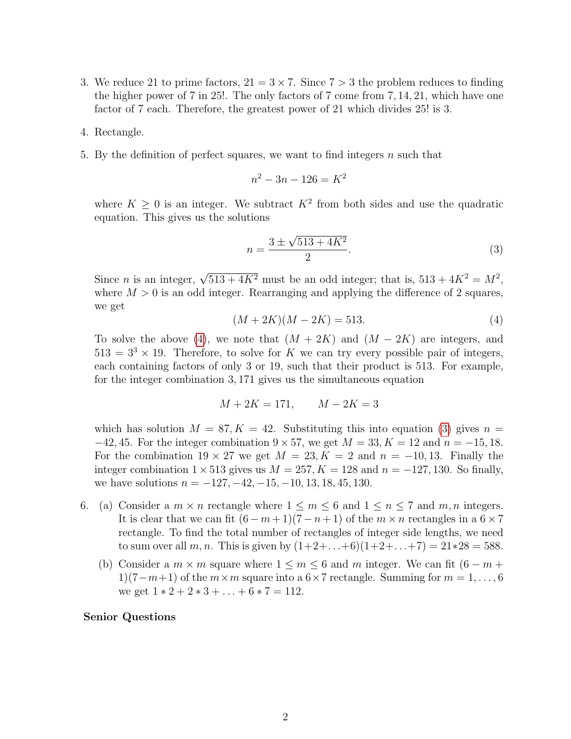3. We reduce 21 to prime factors, $21 = 3 \times 7$. Since $7 > 3$ the problem reduces to finding the higher power of 7 in 25!. The only factors of 7 come from $7, 14, 21$, which have one factor of 7 each. Therefore, the greatest power of 21 which divides 25! is 3.

4. Rectangle.

5. By the definition of perfect squares, we want to find integers $n$ such that

$$n^2 - 3n - 126 = K^2$$

where $K \geq 0$ is an integer. We subtract $K^2$ from both sides and use the quadratic equation. This gives us the solutions

$$n = \frac{3 \pm \sqrt{513 + 4K^2}}{2}. \tag{3}$$

Since $n$ is an integer, $\sqrt{513 + 4K^2}$ must be an odd integer; that is, $513 + 4K^2 = M^2$, where $M > 0$ is an odd integer. Rearranging and applying the difference of 2 squares, we get

$$(M + 2K)(M - 2K) = 513. \tag{4}$$

To solve the above (4), we note that $(M + 2K)$ and $(M - 2K)$ are integers, and $513 = 3^3 \times 19$. Therefore, to solve for $K$ we can try every possible pair of integers, each containing factors of only 3 or 19, such that their product is 513. For example, for the integer combination $3, 171$ gives us the simultaneous equation

$$M + 2K = 171, \qquad M - 2K = 3$$

which has solution $M = 87, K = 42$. Substituting this into equation (3) gives $n = -42, 45$. For the integer combination $9 \times 57$, we get $M = 33, K = 12$ and $n = -15, 18$. For the combination $19 \times 27$ we get $M = 23, K = 2$ and $n = -10, 13$. Finally the integer combination $1 \times 513$ gives us $M = 257, K = 128$ and $n = -127, 130$. So finally, we have solutions $n = -127, -42, -15, -10, 13, 18, 45, 130$.

6. (a) Consider a $m \times n$ rectangle where $1 \leq m \leq 6$ and $1 \leq n \leq 7$ and $m, n$ integers. It is clear that we can fit $(6 - m + 1)(7 - n + 1)$ of the $m \times n$ rectangles in a $6 \times 7$ rectangle. To find the total number of rectangles of integer side lengths, we need to sum over all $m, n$. This is given by $(1+2+\ldots+6)(1+2+\ldots+7) = 21*28 = 588$.

   (b) Consider a $m \times m$ square where $1 \leq m \leq 6$ and $m$ integer. We can fit $(6 - m + 1)(7 - m + 1)$ of the $m \times m$ square into a $6 \times 7$ rectangle. Summing for $m = 1, \ldots, 6$ we get $1 * 2 + 2 * 3 + \ldots + 6 * 7 = 112$.

**Senior Questions**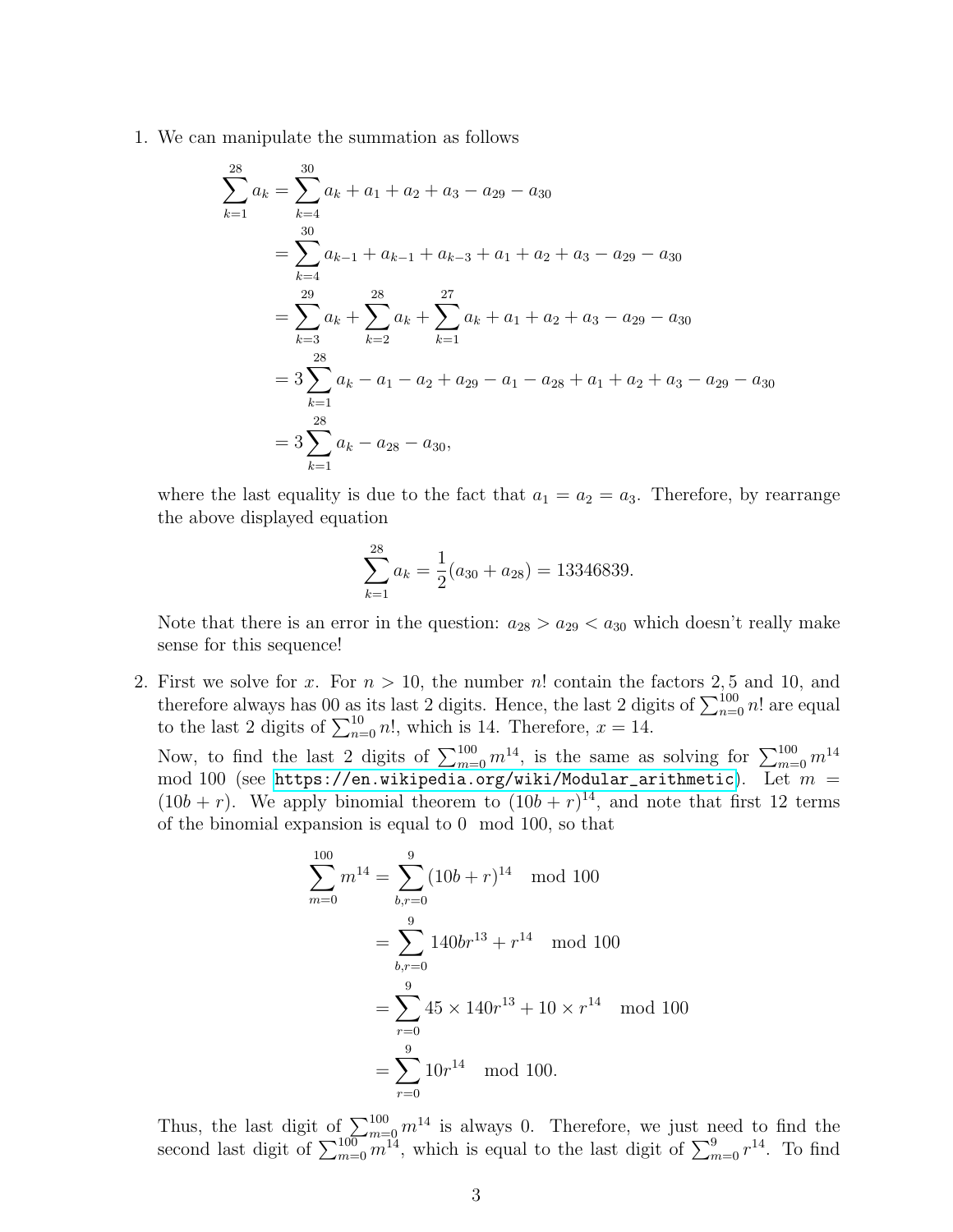1. We can manipulate the summation as follows

$$
\begin{aligned}
\sum_{k=1}^{28} a_k &= \sum_{k=4}^{30} a_k + a_1 + a_2 + a_3 - a_{29} - a_{30} \\
&= \sum_{k=4}^{30} a_{k-1} + a_{k-1} + a_{k-3} + a_1 + a_2 + a_3 - a_{29} - a_{30} \\
&= \sum_{k=3}^{29} a_k + \sum_{k=2}^{28} a_k + \sum_{k=1}^{27} a_k + a_1 + a_2 + a_3 - a_{29} - a_{30} \\
&= 3\sum_{k=1}^{28} a_k - a_1 - a_2 + a_{29} - a_1 - a_{28} + a_1 + a_2 + a_3 - a_{29} - a_{30} \\
&= 3\sum_{k=1}^{28} a_k - a_{28} - a_{30},
\end{aligned}
$$

where the last equality is due to the fact that $a_1 = a_2 = a_3$. Therefore, by rearrange the above displayed equation

$$
\sum_{k=1}^{28} a_k = \frac{1}{2}(a_{30} + a_{28}) = 13346839.
$$

Note that there is an error in the question: $a_{28} > a_{29} < a_{30}$ which doesn't really make sense for this sequence!

2. First we solve for $x$. For $n > 10$, the number $n!$ contain the factors $2, 5$ and $10$, and therefore always has 00 as its last 2 digits. Hence, the last 2 digits of $\sum_{n=0}^{100} n!$ are equal to the last 2 digits of $\sum_{n=0}^{10} n!$, which is 14. Therefore, $x = 14$.

Now, to find the last 2 digits of $\sum_{m=0}^{100} m^{14}$, is the same as solving for $\sum_{m=0}^{100} m^{14} \mod 100$ (see https://en.wikipedia.org/wiki/Modular_arithmetic). Let $m = (10b + r)$. We apply binomial theorem to $(10b + r)^{14}$, and note that first 12 terms of the binomial expansion is equal to $0 \mod 100$, so that

$$
\begin{aligned}
\sum_{m=0}^{100} m^{14} &= \sum_{b,r=0}^{9} (10b + r)^{14} \mod 100 \\
&= \sum_{b,r=0}^{9} 140br^{13} + r^{14} \mod 100 \\
&= \sum_{r=0}^{9} 45 \times 140r^{13} + 10 \times r^{14} \mod 100 \\
&= \sum_{r=0}^{9} 10r^{14} \mod 100.
\end{aligned}
$$

Thus, the last digit of $\sum_{m=0}^{100} m^{14}$ is always 0. Therefore, we just need to find the second last digit of $\sum_{m=0}^{100} m^{14}$, which is equal to the last digit of $\sum_{m=0}^{9} r^{14}$. To find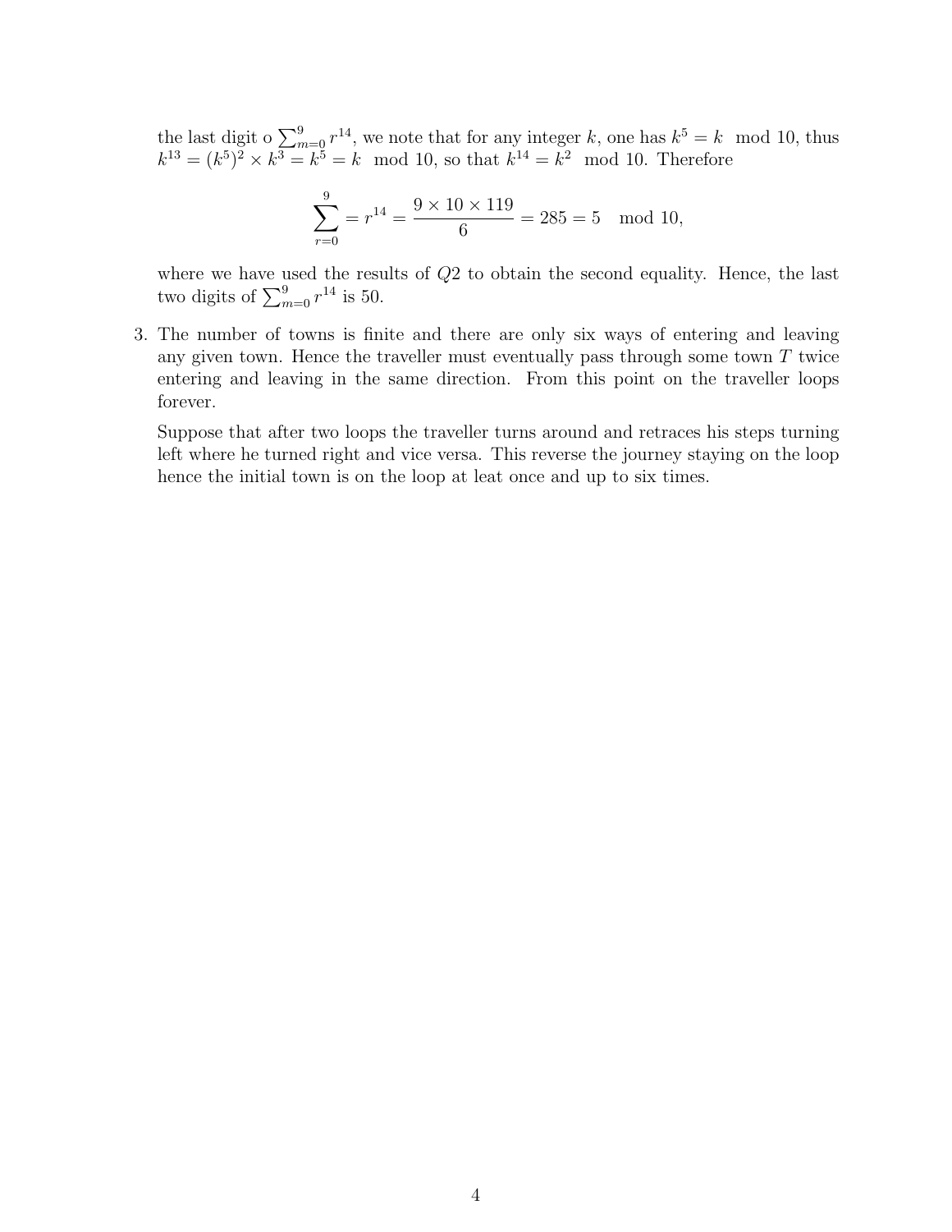the last digit o $\sum_{m=0}^{9} r^{14}$, we note that for any integer $k$, one has $k^5 = k \mod 10$, thus $k^{13} = (k^5)^2 \times k^3 = k^5 = k \mod 10$, so that $k^{14} = k^2 \mod 10$. Therefore

$$\sum_{r=0}^{9} = r^{14} = \frac{9 \times 10 \times 119}{6} = 285 = 5 \mod 10,$$

where we have used the results of $Q2$ to obtain the second equality. Hence, the last two digits of $\sum_{m=0}^{9} r^{14}$ is 50.

3. The number of towns is finite and there are only six ways of entering and leaving any given town. Hence the traveller must eventually pass through some town $T$ twice entering and leaving in the same direction. From this point on the traveller loops forever.

   Suppose that after two loops the traveller turns around and retraces his steps turning left where he turned right and vice versa. This reverse the journey staying on the loop hence the initial town is on the loop at leat once and up to six times.